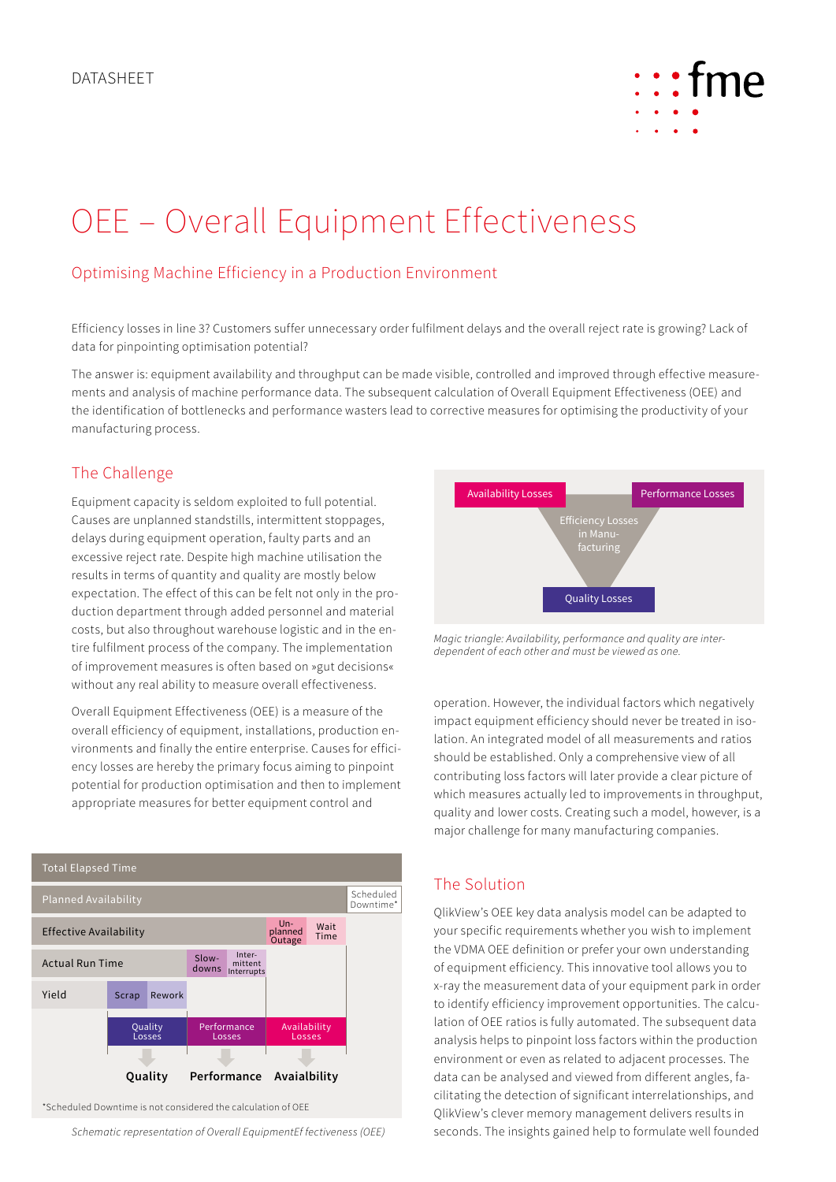DATASHEET

# OEE – Overall Equipment Effectiveness

## Optimising Machine Efficiency in a Production Environment

Efficiency losses in line 3? Customers suffer unnecessary order fulfilment delays and the overall reject rate is growing? Lack of data for pinpointing optimisation potential?

The answer is: equipment availability and throughput can be made visible, controlled and improved through effective measurements and analysis of machine performance data. The subsequent calculation of Overall Equipment Effectiveness (OEE) and the identification of bottlenecks and performance wasters lead to corrective measures for optimising the productivity of your manufacturing process.

## The Challenge

Equipment capacity is seldom exploited to full potential. Causes are unplanned standstills, intermittent stoppages, delays during equipment operation, faulty parts and an excessive reject rate. Despite high machine utilisation the results in terms of quantity and quality are mostly below expectation. The effect of this can be felt not only in the production department through added personnel and material costs, but also throughout warehouse logistic and in the entire fulfilment process of the company. The implementation of improvement measures is often based on »gut decisions« without any real ability to measure overall effectiveness.

Overall Equipment Effectiveness (OEE) is a measure of the overall efficiency of equipment, installations, production environments and finally the entire enterprise. Causes for efficiency losses are hereby the primary focus aiming to pinpoint potential for production optimisation and then to implement appropriate measures for better equipment control and operation. However, the individual factors which negatively impact equipment efficiency should never be treated in isolation. An integrated model of all measurements and ratios should be established. Only a comprehensive view of all contributing loss factors will later provide a clear picture of which measures actually led to improvements in throughput, quality and lower costs. Creating such a model, however, is a major challenge for many manufacturing companies.

Availability Losses | Performance Losses | Efficiency Losses in Manufacturing | Quality Losses

*Magic triangle: Availability, performance and quality are interdependent of each other and must be viewed as one.*

Total Elapsed Time
Planned Availability | Scheduled Downtime*
Effective Availability | Unplanned Outage | Wait Time
Actual Run Time | Slowdowns | Intermittent Interrupts
Yield | Scrap | Rework
Quality Losses | Performance Losses | Availability Losses
Quality | Performance | Availability

*Scheduled Downtime is not considered the calculation of OEE

*Schematic representation of Overall EquipmentEf fectiveness (OEE)*

## The Solution

QlikView's OEE key data analysis model can be adapted to your specific requirements whether you wish to implement the VDMA OEE definition or prefer your own understanding of equipment efficiency. This innovative tool allows you to x-ray the measurement data of your equipment park in order to identify efficiency improvement opportunities. The calculation of OEE ratios is fully automated. The subsequent data analysis helps to pinpoint loss factors within the production environment or even as related to adjacent processes. The data can be analysed and viewed from different angles, facilitating the detection of significant interrelationships, and QlikView's clever memory management delivers results in seconds. The insights gained help to formulate well founded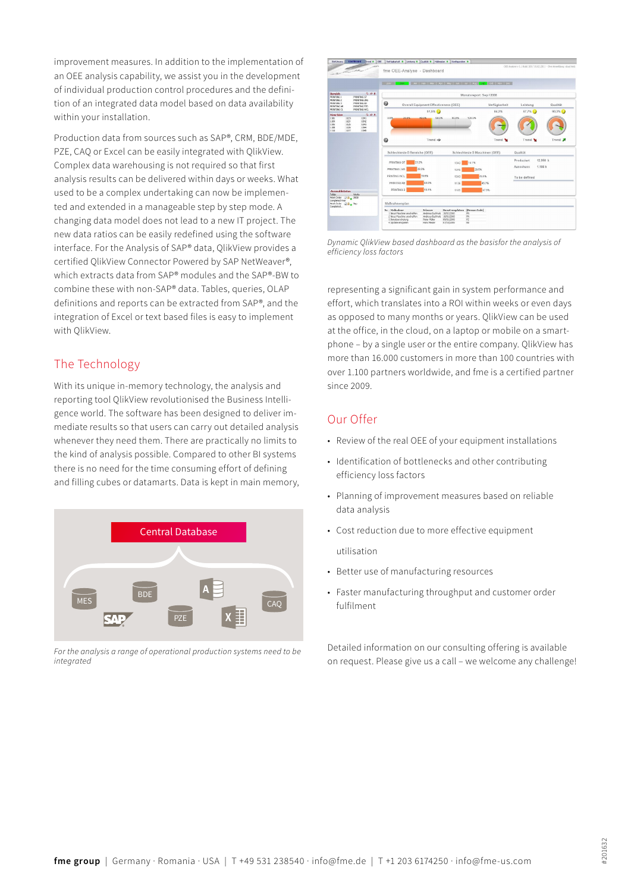improvement measures. In addition to the implementation of an OEE analysis capability, we assist you in the development of individual production control procedures and the definition of an integrated data model based on data availability within your installation.

Production data from sources such as SAP®, CRM, BDE/MDE, PZE, CAQ or Excel can be easily integrated with QlikView. Complex data warehousing is not required so that first analysis results can be delivered within days or weeks. What used to be a complex undertaking can now be implemented and extended in a manageable step by step mode. A changing data model does not lead to a new IT project. The new data ratios can be easily redefined using the software interface. For the Analysis of SAP® data, QlikView provides a certified QlikView Connector Powered by SAP NetWeaver®, which extracts data from SAP® modules and the SAP®-BW to combine these with non-SAP® data. Tables, queries, OLAP definitions and reports can be extracted from SAP®, and the integration of Excel or text based files is easy to implement with QlikView.

## The Technology

With its unique in-memory technology, the analysis and reporting tool QlikView revolutionised the Business Intelligence world. The software has been designed to deliver immediate results so that users can carry out detailed analysis whenever they need them. There are practically no limits to the kind of analysis possible. Compared to other BI systems there is no need for the time consuming effort of defining and filling cubes or datamarts. Data is kept in main memory,

Central Database

MES BDE SAP PZE A X CAQ

*For the analysis a range of operational production systems need to be integrated*

*Dynamic QlikView based dashboard as the basisfor the analysis of efficiency loss factors*

representing a significant gain in system performance and effort, which translates into a ROI within weeks or even days as opposed to many months or years. QlikView can be used at the office, in the cloud, on a laptop or mobile on a smartphone – by a single user or the entire company. QlikView has more than 16.000 customers in more than 100 countries with over 1.100 partners worldwide, and fme is a certified partner since 2009.

## Our Offer

- Review of the real OEE of your equipment installations
- Identification of bottlenecks and other contributing efficiency loss factors
- Planning of improvement measures based on reliable data analysis
- Cost reduction due to more effective equipment utilisation
- Better use of manufacturing resources
- Faster manufacturing throughput and customer order fulfilment

Detailed information on our consulting offering is available on request. Please give us a call – we welcome any challenge!

**fme group** | Germany · Romania · USA | T +49 531 238540 · info@fme.de | T +1 203 6174250 · info@fme-us.com

#201632